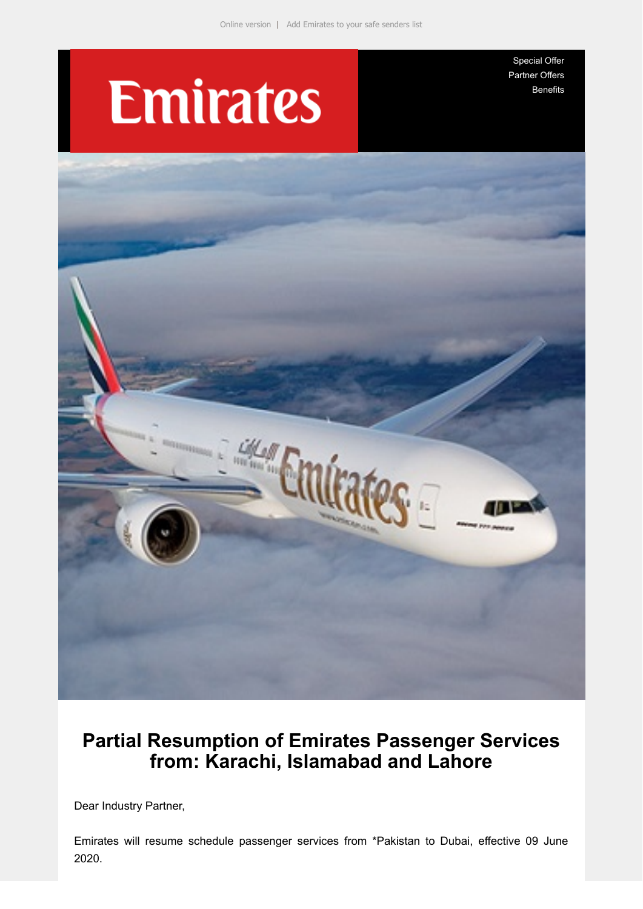Online version | Add Emirates to your safe senders list

Emirates

Special Offer
Partner Offers
Benefits

# Partial Resumption of Emirates Passenger Services from: Karachi, Islamabad and Lahore

Dear Industry Partner,

Emirates will resume schedule passenger services from *Pakistan to Dubai, effective 09 June 2020.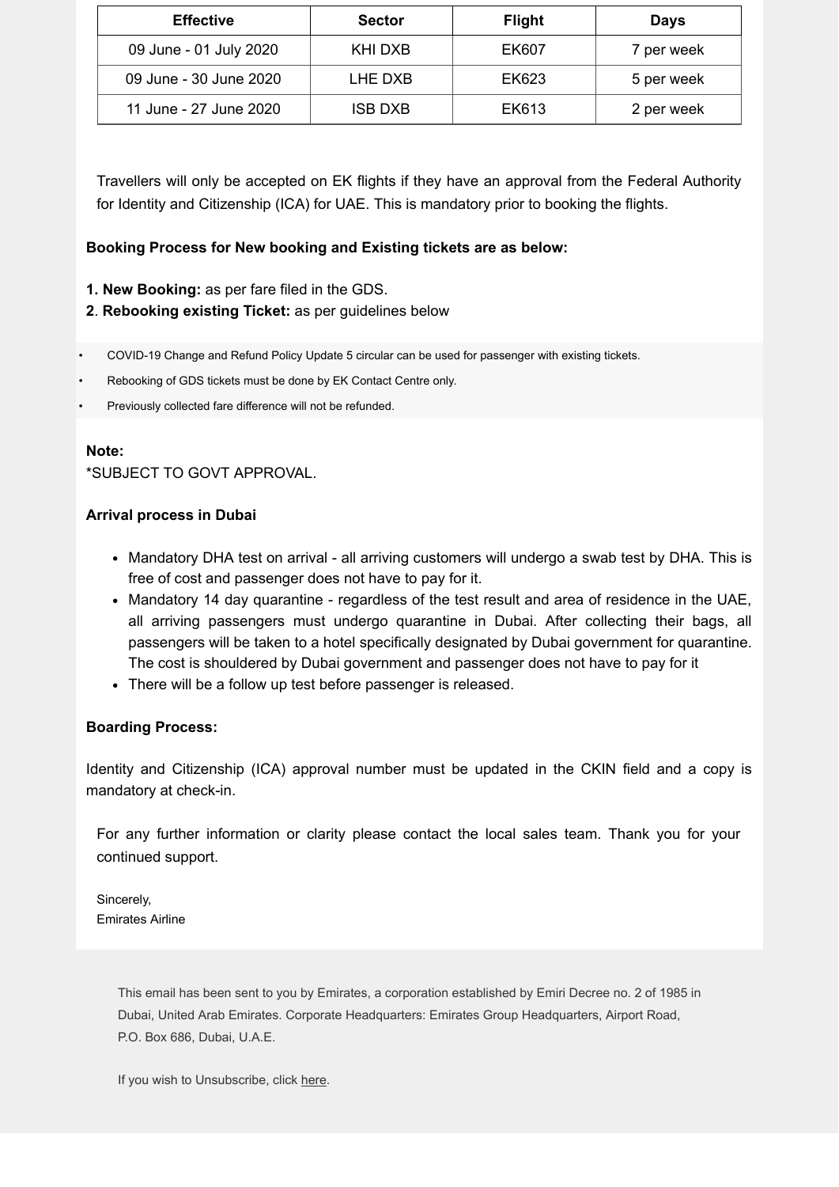| Effective | Sector | Flight | Days |
| --- | --- | --- | --- |
| 09 June - 01 July 2020 | KHI DXB | EK607 | 7 per week |
| 09 June - 30 June 2020 | LHE DXB | EK623 | 5 per week |
| 11 June - 27 June 2020 | ISB DXB | EK613 | 2 per week |

Travellers will only be accepted on EK flights if they have an approval from the Federal Authority for Identity and Citizenship (ICA) for UAE. This is mandatory prior to booking the flights.

**Booking Process for New booking and Existing tickets are as below:**

**1. New Booking:** as per fare filed in the GDS.
**2**. **Rebooking existing Ticket:** as per guidelines below

- COVID-19 Change and Refund Policy Update 5 circular can be used for passenger with existing tickets.
- Rebooking of GDS tickets must be done by EK Contact Centre only.
- Previously collected fare difference will not be refunded.

**Note:**
*SUBJECT TO GOVT APPROVAL.

**Arrival process in Dubai**

- Mandatory DHA test on arrival - all arriving customers will undergo a swab test by DHA. This is free of cost and passenger does not have to pay for it.
- Mandatory 14 day quarantine - regardless of the test result and area of residence in the UAE, all arriving passengers must undergo quarantine in Dubai. After collecting their bags, all passengers will be taken to a hotel specifically designated by Dubai government for quarantine. The cost is shouldered by Dubai government and passenger does not have to pay for it
- There will be a follow up test before passenger is released.

**Boarding Process:**

Identity and Citizenship (ICA) approval number must be updated in the CKIN field and a copy is mandatory at check-in.

For any further information or clarity please contact the local sales team. Thank you for your continued support.

Sincerely,
Emirates Airline

This email has been sent to you by Emirates, a corporation established by Emiri Decree no. 2 of 1985 in Dubai, United Arab Emirates. Corporate Headquarters: Emirates Group Headquarters, Airport Road, P.O. Box 686, Dubai, U.A.E.

If you wish to Unsubscribe, click here.